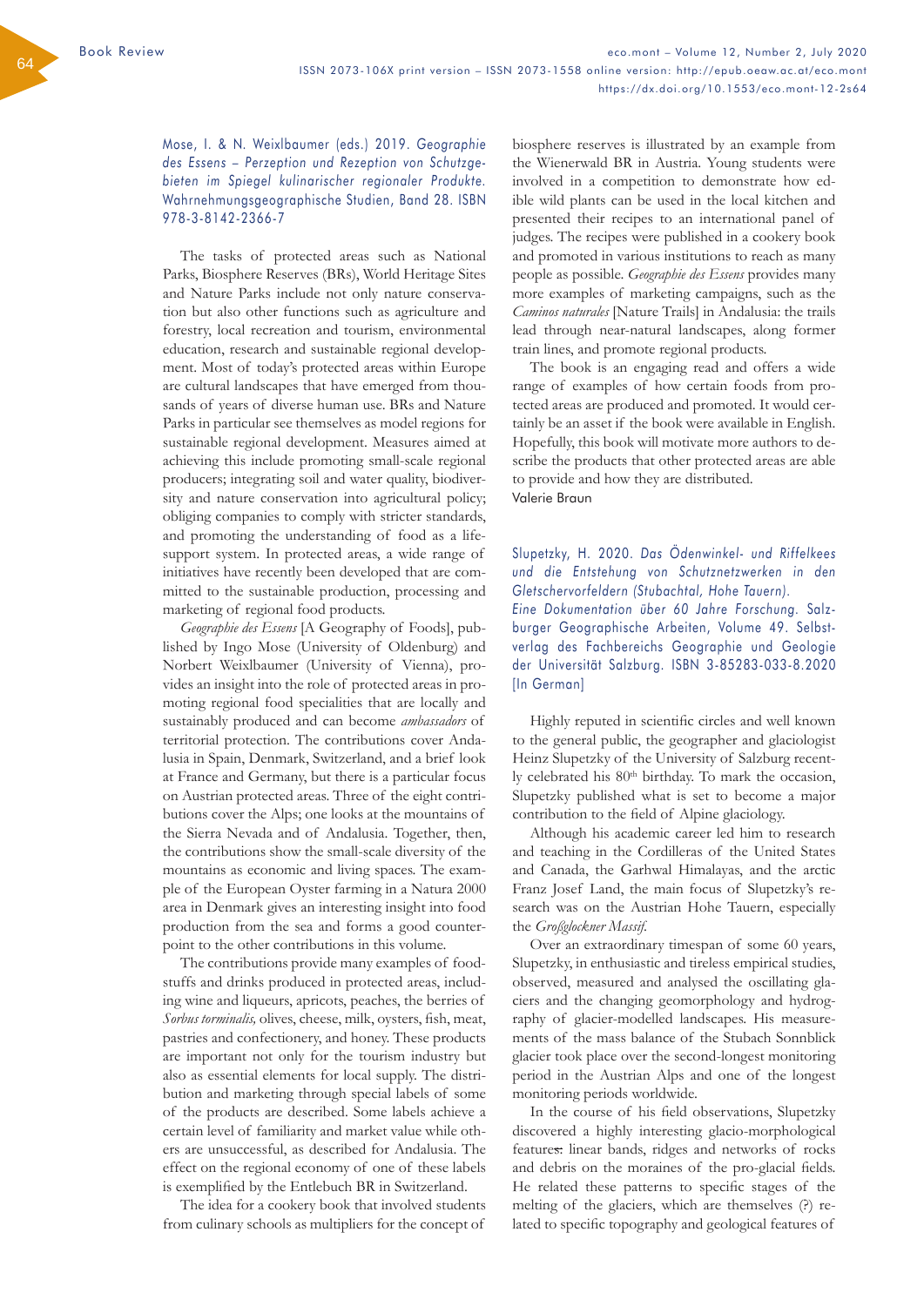Book Review

Mose, I. & N. Weixlbaumer (eds.) 2019. *Geographie des Essens – Perzeption und Rezeption von Schutzgebieten im Spiegel kulinarischer regionaler Produkte.* Wahrnehmungsgeographische Studien, Band 28. ISBN 978-3-8142-2366-7

The tasks of protected areas such as National Parks, Biosphere Reserves (BRs), World Heritage Sites and Nature Parks include not only nature conservation but also other functions such as agriculture and forestry, local recreation and tourism, environmental education, research and sustainable regional development. Most of today's protected areas within Europe are cultural landscapes that have emerged from thousands of years of diverse human use. BRs and Nature Parks in particular see themselves as model regions for sustainable regional development. Measures aimed at achieving this include promoting small-scale regional producers; integrating soil and water quality, biodiversity and nature conservation into agricultural policy; obliging companies to comply with stricter standards, and promoting the understanding of food as a life-support system. In protected areas, a wide range of initiatives have recently been developed that are committed to the sustainable production, processing and marketing of regional food products.

*Geographie des Essens* [A Geography of Foods], published by Ingo Mose (University of Oldenburg) and Norbert Weixlbaumer (University of Vienna), provides an insight into the role of protected areas in promoting regional food specialities that are locally and sustainably produced and can become *ambassadors* of territorial protection. The contributions cover Andalusia in Spain, Denmark, Switzerland, and a brief look at France and Germany, but there is a particular focus on Austrian protected areas. Three of the eight contributions cover the Alps; one looks at the mountains of the Sierra Nevada and of Andalusia. Together, then, the contributions show the small-scale diversity of the mountains as economic and living spaces. The example of the European Oyster farming in a Natura 2000 area in Denmark gives an interesting insight into food production from the sea and forms a good counterpoint to the other contributions in this volume.

The contributions provide many examples of foodstuffs and drinks produced in protected areas, including wine and liqueurs, apricots, peaches, the berries of *Sorbus torminalis,* olives, cheese, milk, oysters, fish, meat, pastries and confectionery, and honey. These products are important not only for the tourism industry but also as essential elements for local supply. The distribution and marketing through special labels of some of the products are described. Some labels achieve a certain level of familiarity and market value while others are unsuccessful, as described for Andalusia. The effect on the regional economy of one of these labels is exemplified by the Entlebuch BR in Switzerland.

The idea for a cookery book that involved students from culinary schools as multipliers for the concept of biosphere reserves is illustrated by an example from the Wienerwald BR in Austria. Young students were involved in a competition to demonstrate how edible wild plants can be used in the local kitchen and presented their recipes to an international panel of judges. The recipes were published in a cookery book and promoted in various institutions to reach as many people as possible. *Geographie des Essens* provides many more examples of marketing campaigns, such as the *Caminos naturales* [Nature Trails] in Andalusia: the trails lead through near-natural landscapes, along former train lines, and promote regional products.

The book is an engaging read and offers a wide range of examples of how certain foods from protected areas are produced and promoted. It would certainly be an asset if the book were available in English. Hopefully, this book will motivate more authors to describe the products that other protected areas are able to provide and how they are distributed.

Valerie Braun

Slupetzky, H. 2020. *Das Ödenwinkel- und Riffelkees und die Entstehung von Schutznetzwerken in den Gletschervorfeldern (Stubachtal, Hohe Tauern).*
*Eine Dokumentation über 60 Jahre Forschung.* Salzburger Geographische Arbeiten, Volume 49. Selbstverlag des Fachbereichs Geographie und Geologie der Universität Salzburg. ISBN 3-85283-033-8.2020 [In German]

Highly reputed in scientific circles and well known to the general public, the geographer and glaciologist Heinz Slupetzky of the University of Salzburg recently celebrated his 80th birthday. To mark the occasion, Slupetzky published what is set to become a major contribution to the field of Alpine glaciology.

Although his academic career led him to research and teaching in the Cordilleras of the United States and Canada, the Garhwal Himalayas, and the arctic Franz Josef Land, the main focus of Slupetzky's research was on the Austrian Hohe Tauern, especially the *Großglockner Massif.*

Over an extraordinary timespan of some 60 years, Slupetzky, in enthusiastic and tireless empirical studies, observed, measured and analysed the oscillating glaciers and the changing geomorphology and hydrography of glacier-modelled landscapes. His measurements of the mass balance of the Stubach Sonnblick glacier took place over the second-longest monitoring period in the Austrian Alps and one of the longest monitoring periods worldwide.

In the course of his field observations, Slupetzky discovered a highly interesting glacio-morphological features: linear bands, ridges and networks of rocks and debris on the moraines of the pro-glacial fields. He related these patterns to specific stages of the melting of the glaciers, which are themselves (?) related to specific topography and geological features of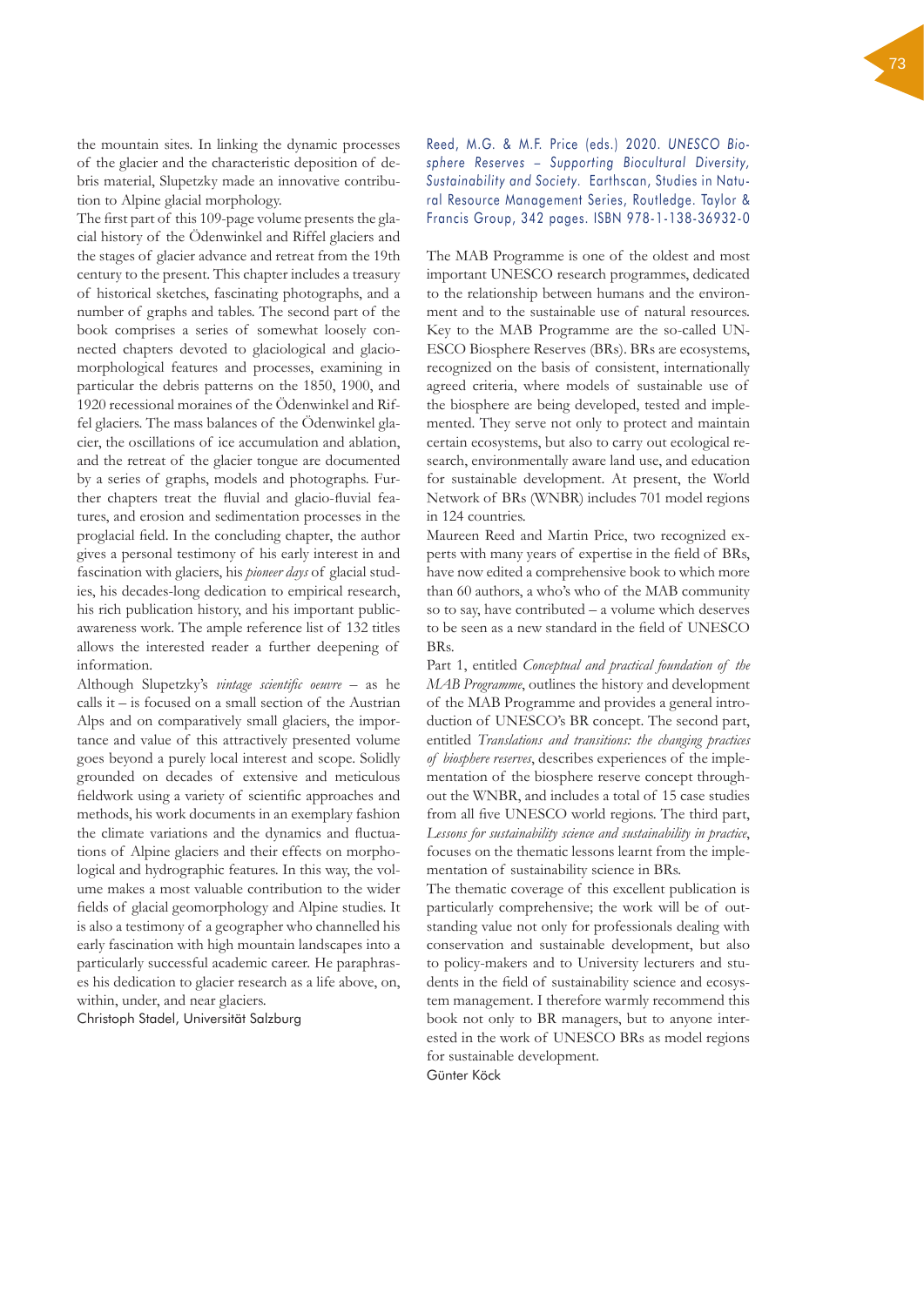the mountain sites. In linking the dynamic processes of the glacier and the characteristic deposition of debris material, Slupetzky made an innovative contribution to Alpine glacial morphology.

The first part of this 109-page volume presents the glacial history of the Ödenwinkel and Riffel glaciers and the stages of glacier advance and retreat from the 19th century to the present. This chapter includes a treasury of historical sketches, fascinating photographs, and a number of graphs and tables. The second part of the book comprises a series of somewhat loosely connected chapters devoted to glaciological and glaciomorphological features and processes, examining in particular the debris patterns on the 1850, 1900, and 1920 recessional moraines of the Ödenwinkel and Riffel glaciers. The mass balances of the Ödenwinkel glacier, the oscillations of ice accumulation and ablation, and the retreat of the glacier tongue are documented by a series of graphs, models and photographs. Further chapters treat the fluvial and glacio-fluvial features, and erosion and sedimentation processes in the proglacial field. In the concluding chapter, the author gives a personal testimony of his early interest in and fascination with glaciers, his *pioneer days* of glacial studies, his decades-long dedication to empirical research, his rich publication history, and his important public-awareness work. The ample reference list of 132 titles allows the interested reader a further deepening of information.

Although Slupetzky's *vintage scientific oeuvre* – as he calls it – is focused on a small section of the Austrian Alps and on comparatively small glaciers, the importance and value of this attractively presented volume goes beyond a purely local interest and scope. Solidly grounded on decades of extensive and meticulous fieldwork using a variety of scientific approaches and methods, his work documents in an exemplary fashion the climate variations and the dynamics and fluctuations of Alpine glaciers and their effects on morphological and hydrographic features. In this way, the volume makes a most valuable contribution to the wider fields of glacial geomorphology and Alpine studies. It is also a testimony of a geographer who channelled his early fascination with high mountain landscapes into a particularly successful academic career. He paraphrases his dedication to glacier research as a life above, on, within, under, and near glaciers.

Christoph Stadel, Universität Salzburg

Reed, M.G. & M.F. Price (eds.) 2020. *UNESCO Biosphere Reserves – Supporting Biocultural Diversity, Sustainability and Society.* Earthscan, Studies in Natural Resource Management Series, Routledge. Taylor & Francis Group, 342 pages. ISBN 978-1-138-36932-0

The MAB Programme is one of the oldest and most important UNESCO research programmes, dedicated to the relationship between humans and the environment and to the sustainable use of natural resources. Key to the MAB Programme are the so-called UNESCO Biosphere Reserves (BRs). BRs are ecosystems, recognized on the basis of consistent, internationally agreed criteria, where models of sustainable use of the biosphere are being developed, tested and implemented. They serve not only to protect and maintain certain ecosystems, but also to carry out ecological research, environmentally aware land use, and education for sustainable development. At present, the World Network of BRs (WNBR) includes 701 model regions in 124 countries.

Maureen Reed and Martin Price, two recognized experts with many years of expertise in the field of BRs, have now edited a comprehensive book to which more than 60 authors, a who's who of the MAB community so to say, have contributed – a volume which deserves to be seen as a new standard in the field of UNESCO BRs.

Part 1, entitled *Conceptual and practical foundation of the MAB Programme*, outlines the history and development of the MAB Programme and provides a general introduction of UNESCO's BR concept. The second part, entitled *Translations and transitions: the changing practices of biosphere reserves*, describes experiences of the implementation of the biosphere reserve concept throughout the WNBR, and includes a total of 15 case studies from all five UNESCO world regions. The third part, *Lessons for sustainability science and sustainability in practice*, focuses on the thematic lessons learnt from the implementation of sustainability science in BRs.

The thematic coverage of this excellent publication is particularly comprehensive; the work will be of outstanding value not only for professionals dealing with conservation and sustainable development, but also to policy-makers and to University lecturers and students in the field of sustainability science and ecosystem management. I therefore warmly recommend this book not only to BR managers, but to anyone interested in the work of UNESCO BRs as model regions for sustainable development.

Günter Köck